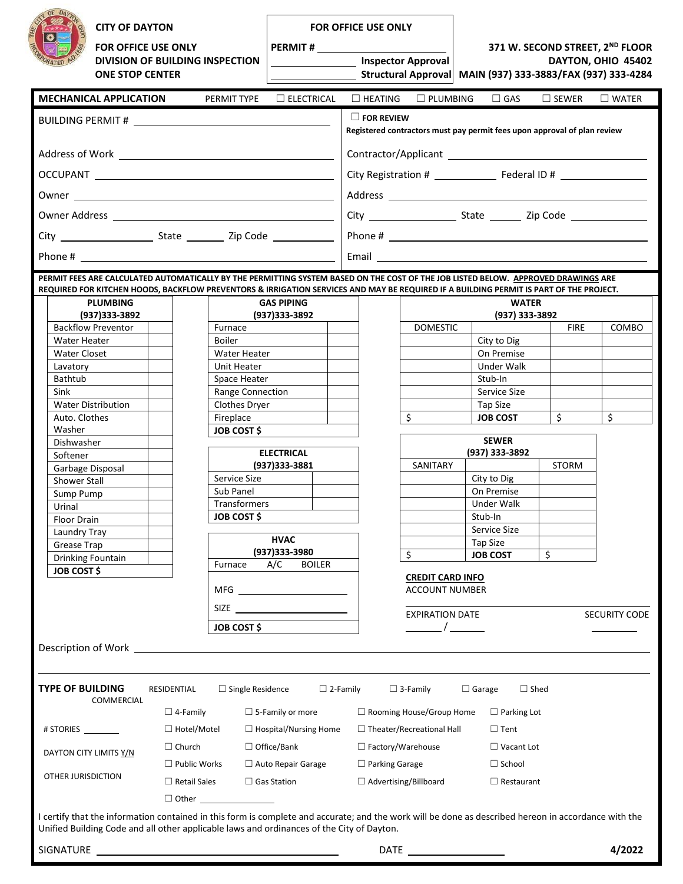CITY OF DAYTON

FOR OFFICE USE ONLY
DIVISION OF BUILDING INSPECTION
ONE STOP CENTER

**FOR OFFICE USE ONLY**

PERMIT # ______________

______________ Inspector Approval

______________ Structural Approval

371 W. SECOND STREET, 2ND FLOOR
DAYTON, OHIO 45402
MAIN (937) 333-3883/FAX (937) 333-4284

## MECHANICAL APPLICATION

PERMIT TYPE ☐ ELECTRICAL ☐ HEATING ☐ PLUMBING ☐ GAS ☐ SEWER ☐ WATER

BUILDING PERMIT # ______________

☐ **FOR REVIEW**
**Registered contractors must pay permit fees upon approval of plan review**

Address of Work ______________

OCCUPANT ______________

Owner ______________

Owner Address ______________

City ______________ State ________ Zip Code ______________

Phone # ______________

Contractor/Applicant ______________

City Registration # ______________ Federal ID # ______________

Address ______________

City ______________ State ________ Zip Code ______________

Phone # ______________

Email ______________

**PERMIT FEES ARE CALCULATED AUTOMATICALLY BY THE PERMITTING SYSTEM BASED ON THE COST OF THE JOB LISTED BELOW. APPROVED DRAWINGS ARE REQUIRED FOR KITCHEN HOODS, BACKFLOW PREVENTORS & IRRIGATION SERVICES AND MAY BE REQUIRED IF A BUILDING PERMIT IS PART OF THE PROJECT.**

| **PLUMBING (937)333-3892** | |
|---|---|
| Backflow Preventor | |
| Water Heater | |
| Water Closet | |
| Lavatory | |
| Bathtub | |
| Sink | |
| Water Distribution | |
| Auto. Clothes Washer | |
| Dishwasher | |
| Softener | |
| Garbage Disposal | |
| Shower Stall | |
| Sump Pump | |
| Urinal | |
| Floor Drain | |
| Laundry Tray | |
| Grease Trap | |
| Drinking Fountain | |
| **JOB COST $** | |

| **GAS PIPING (937)333-3892** | |
|---|---|
| Furnace | |
| Boiler | |
| Water Heater | |
| Unit Heater | |
| Space Heater | |
| Range Connection | |
| Clothes Dryer | |
| Fireplace | |
| **JOB COST $** | |

| **ELECTRICAL (937)333-3881** | |
|---|---|
| Service Size | |
| Sub Panel | |
| Transformers | |
| **JOB COST $** | |

| **HVAC (937)333-3980** |
|---|
| Furnace A/C BOILER |
| MFG ______________ |
| SIZE ______________ |
| **JOB COST $** |

| **WATER (937) 333-3892** | | | |
|---|---|---|---|
| DOMESTIC | | FIRE | COMBO |
| | City to Dig | | |
| | On Premise | | |
| | Under Walk | | |
| | Stub-In | | |
| | Service Size | | |
| | Tap Size | | |
| $ | **JOB COST** | $ | $ |

| **SEWER (937) 333-3892** | | |
|---|---|---|
| SANITARY | | STORM |
| | City to Dig | |
| | On Premise | |
| | Under Walk | |
| | Stub-In | |
| | Service Size | |
| | Tap Size | |
| $ | **JOB COST** | $ |

**CREDIT CARD INFO**

ACCOUNT NUMBER ______________

EXPIRATION DATE ______ / ______

SECURITY CODE ______

Description of Work ______________

**TYPE OF BUILDING**

RESIDENTIAL ☐ Single Residence ☐ 2-Family ☐ 3-Family ☐ Garage ☐ Shed

COMMERCIAL

☐ 4-Family ☐ 5-Family or more ☐ Rooming House/Group Home ☐ Parking Lot

☐ Hotel/Motel ☐ Hospital/Nursing Home ☐ Theater/Recreational Hall ☐ Tent

☐ Church ☐ Office/Bank ☐ Factory/Warehouse ☐ Vacant Lot

☐ Public Works ☐ Auto Repair Garage ☐ Parking Garage ☐ School

☐ Retail Sales ☐ Gas Station ☐ Advertising/Billboard ☐ Restaurant

☐ Other ______________

# STORIES ________

DAYTON CITY LIMITS Y/N

OTHER JURISDICTION

I certify that the information contained in this form is complete and accurate; and the work will be done as described hereon in accordance with the Unified Building Code and all other applicable laws and ordinances of the City of Dayton.

SIGNATURE ______________ DATE ______________

4/2022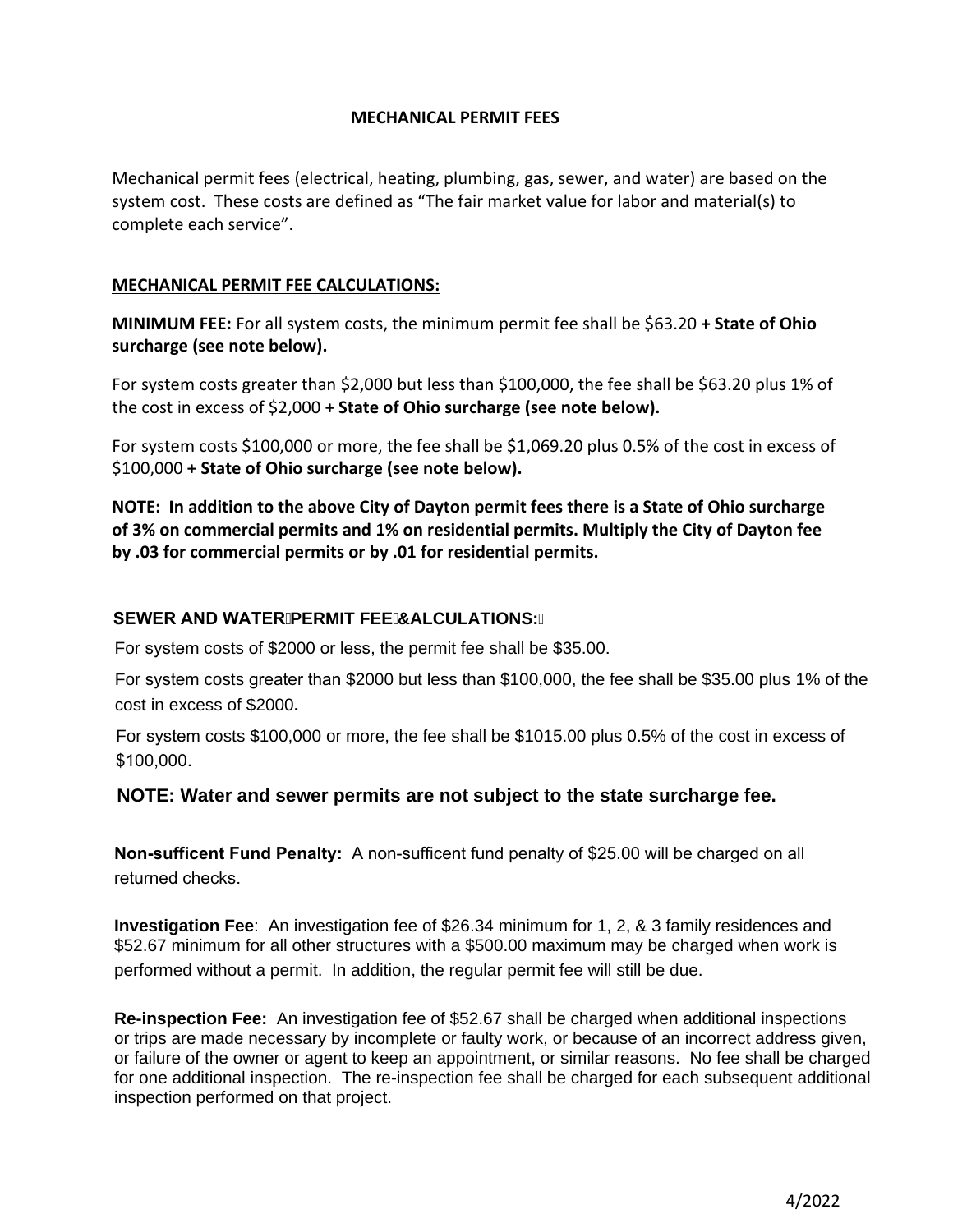## MECHANICAL PERMIT FEES

Mechanical permit fees (electrical, heating, plumbing, gas, sewer, and water) are based on the system cost. These costs are defined as "The fair market value for labor and material(s) to complete each service".

### MECHANICAL PERMIT FEE CALCULATIONS:

**MINIMUM FEE:** For all system costs, the minimum permit fee shall be $63.20 **+ State of Ohio surcharge (see note below).**

For system costs greater than $2,000 but less than $100,000, the fee shall be $63.20 plus 1% of the cost in excess of $2,000 **+ State of Ohio surcharge (see note below).**

For system costs $100,000 or more, the fee shall be $1,069.20 plus 0.5% of the cost in excess of $100,000 **+ State of Ohio surcharge (see note below).**

**NOTE: In addition to the above City of Dayton permit fees there is a State of Ohio surcharge of 3% on commercial permits and 1% on residential permits. Multiply the City of Dayton fee by .03 for commercial permits or by .01 for residential permits.**

### SEWER AND WATER PERMIT FEE CALCULATIONS:

For system costs of $2000 or less, the permit fee shall be $35.00.

For system costs greater than $2000 but less than $100,000, the fee shall be $35.00 plus 1% of the cost in excess of $2000**.**

For system costs $100,000 or more, the fee shall be $1015.00 plus 0.5% of the cost in excess of $100,000.

**NOTE: Water and sewer permits are not subject to the state surcharge fee.**

**Non-sufficent Fund Penalty:** A non-sufficent fund penalty of $25.00 will be charged on all returned checks.

**Investigation Fee**: An investigation fee of $26.34 minimum for 1, 2, & 3 family residences and $52.67 minimum for all other structures with a $500.00 maximum may be charged when work is performed without a permit. In addition, the regular permit fee will still be due.

**Re-inspection Fee:** An investigation fee of $52.67 shall be charged when additional inspections or trips are made necessary by incomplete or faulty work, or because of an incorrect address given, or failure of the owner or agent to keep an appointment, or similar reasons. No fee shall be charged for one additional inspection. The re-inspection fee shall be charged for each subsequent additional inspection performed on that project.

4/2022